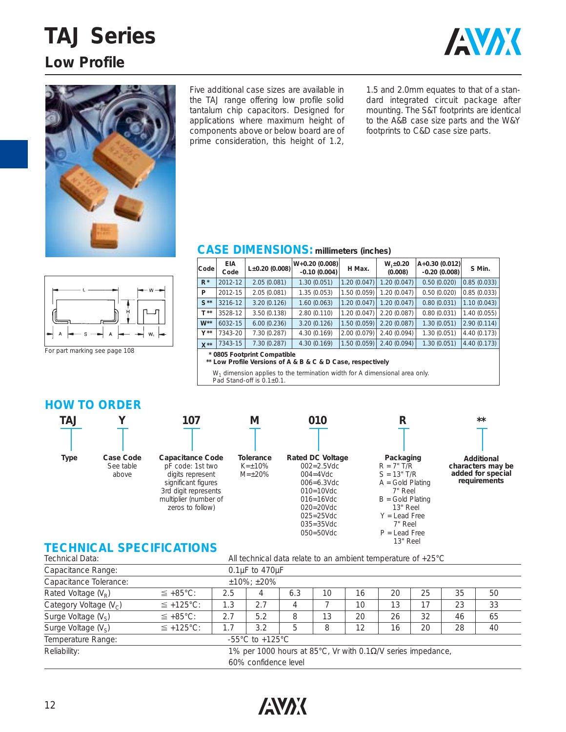# TAJ Series

## Low Profile

Five additional case sizes are available in the TAJ range offering low profile solid tantalum chip capacitors. Designed for applications where maximum height of components above or below board are of prime consideration, this height of 1.2, 1.5 and 2.0mm equates to that of a standard integrated circuit package after mounting. The S&T footprints are identical to the A&B case size parts and the W&Y footprints to C&D case size parts.

For part marking see page 108

## CASE DIMENSIONS: millimeters (inches)

| Code | EIA Code | L±0.20 (0.008) | W+0.20 (0.008) -0.10 (0.004) | H Max. | $W_1$±0.20 (0.008) | A+0.30 (0.012) -0.20 (0.008) | S Min. |
|---|---|---|---|---|---|---|---|
| R * | 2012-12 | 2.05 (0.081) | 1.30 (0.051) | 1.20 (0.047) | 1.20 (0.047) | 0.50 (0.020) | 0.85 (0.033) |
| P | 2012-15 | 2.05 (0.081) | 1.35 (0.053) | 1.50 (0.059) | 1.20 (0.047) | 0.50 (0.020) | 0.85 (0.033) |
| S ** | 3216-12 | 3.20 (0.126) | 1.60 (0.063) | 1.20 (0.047) | 1.20 (0.047) | 0.80 (0.031) | 1.10 (0.043) |
| T ** | 3528-12 | 3.50 (0.138) | 2.80 (0.110) | 1.20 (0.047) | 2.20 (0.087) | 0.80 (0.031) | 1.40 (0.055) |
| W** | 6032-15 | 6.00 (0.236) | 3.20 (0.126) | 1.50 (0.059) | 2.20 (0.087) | 1.30 (0.051) | 2.90 (0.114) |
| Y ** | 7343-20 | 7.30 (0.287) | 4.30 (0.169) | 2.00 (0.079) | 2.40 (0.094) | 1.30 (0.051) | 4.40 (0.173) |
| X ** | 7343-15 | 7.30 (0.287) | 4.30 (0.169) | 1.50 (0.059) | 2.40 (0.094) | 1.30 (0.051) | 4.40 (0.173) |

**\* 0805 Footprint Compatible**
**\*\* Low Profile Versions of A & B & C & D Case, respectively**

$W_1$ dimension applies to the termination width for A dimensional area only.
Pad Stand-off is 0.1±0.1.

## HOW TO ORDER

| TAJ | Y | 107 | M | 010 | R | ** |
|---|---|---|---|---|---|---|
| **Type** | **Case Code** See table above | **Capacitance Code** pF code: 1st two digits represent significant figures 3rd digit represents multiplier (number of zeros to follow) | **Tolerance** K=±10% M=±20% | **Rated DC Voltage** 002=2.5Vdc 004=4Vdc 006=6.3Vdc 010=10Vdc 016=16Vdc 020=20Vdc 025=25Vdc 035=35Vdc 050=50Vdc | **Packaging** R = 7" T/R S = 13" T/R A = Gold Plating 7" Reel B = Gold Plating 13" Reel Y = Lead Free 7" Reel P = Lead Free 13" Reel | **Additional characters may be added for special requirements** |

## TECHNICAL SPECIFICATIONS

| Technical Data: | | All technical data relate to an ambient temperature of +25°C | | | | | | | | |
|---|---|---|---|---|---|---|---|---|---|---|
| Capacitance Range: | | 0.1µF to 470µF | | | | | | | | |
| Capacitance Tolerance: | | ±10%; ±20% | | | | | | | | |
| Rated Voltage ($V_R$) | ≦ +85°C: | 2.5 | 4 | 6.3 | 10 | 16 | 20 | 25 | 35 | 50 |
| Category Voltage ($V_C$) | ≦ +125°C: | 1.3 | 2.7 | 4 | 7 | 10 | 13 | 17 | 23 | 33 |
| Surge Voltage ($V_S$) | ≦ +85°C: | 2.7 | 5.2 | 8 | 13 | 20 | 26 | 32 | 46 | 65 |
| Surge Voltage ($V_S$) | ≦ +125°C: | 1.7 | 3.2 | 5 | 8 | 12 | 16 | 20 | 28 | 40 |
| Temperature Range: | | -55°C to +125°C | | | | | | | | |
| Reliability: | | 1% per 1000 hours at 85°C, Vr with 0.1Ω/V series impedance, 60% confidence level | | | | | | | | |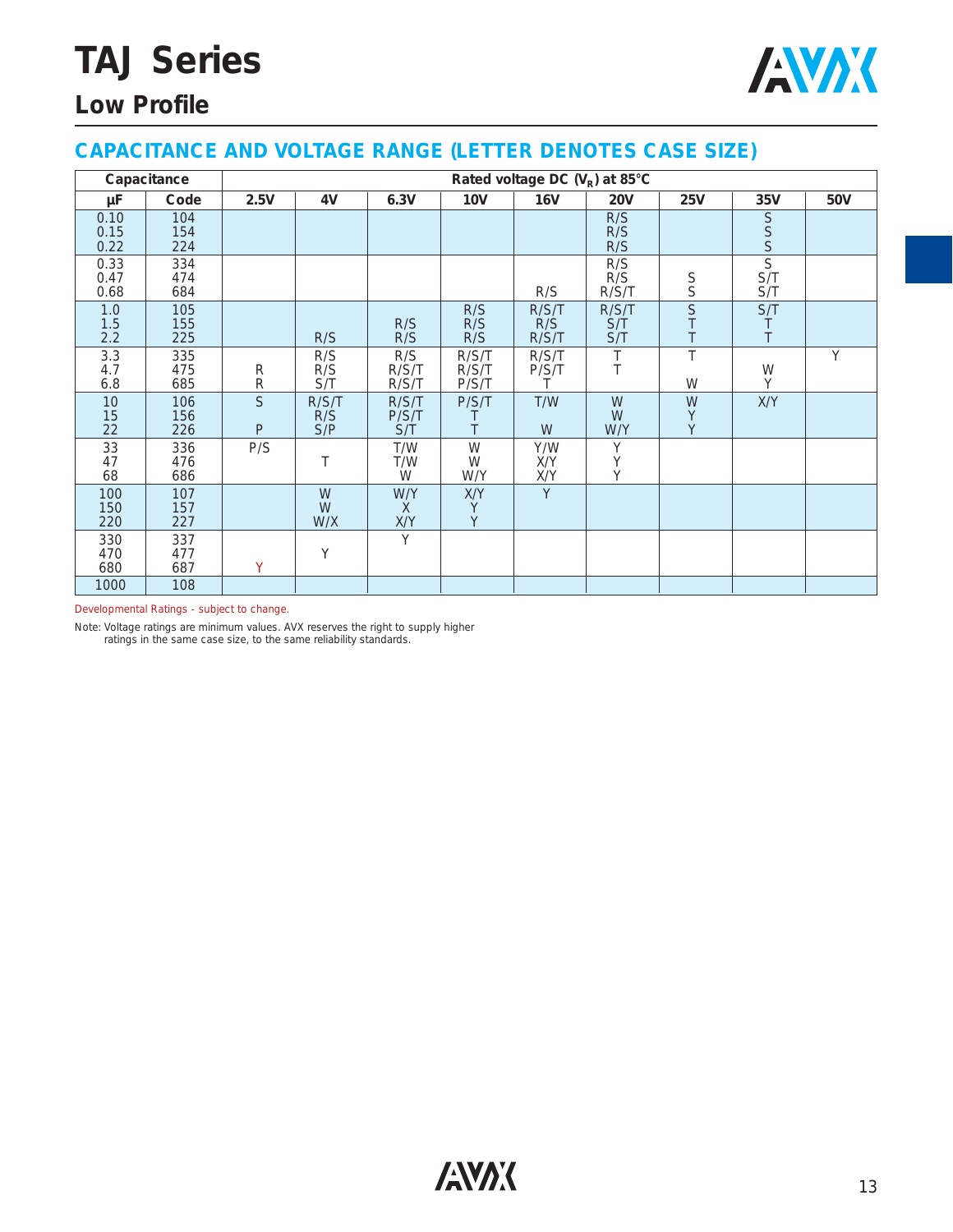# TAJ Series

## Low Profile

### CAPACITANCE AND VOLTAGE RANGE (LETTER DENOTES CASE SIZE)

| Capacitance | | Rated voltage DC ($V_R$) at 85°C | | | | | | | | |
|---|---|---|---|---|---|---|---|---|---|---|
| μF | Code | 2.5V | 4V | 6.3V | 10V | 16V | 20V | 25V | 35V | 50V |
| 0.10 | 104 | | | | | | R/S | | S | |
| 0.15 | 154 | | | | | | R/S | | S | |
| 0.22 | 224 | | | | | | R/S | | S | |
| 0.33 | 334 | | | | | | R/S | | S | |
| 0.47 | 474 | | | | | | R/S | S | S/T | |
| 0.68 | 684 | | | | | R/S | R/S/T | S | S/T | |
| 1.0 | 105 | | | | R/S | R/S/T | R/S/T | S | S/T | |
| 1.5 | 155 | | | R/S | R/S | R/S | S/T | T | T | |
| 2.2 | 225 | | R/S | R/S | R/S | R/S/T | S/T | T | T | |
| 3.3 | 335 | | R/S | R/S | R/S/T | R/S/T | T | T | | Y |
| 4.7 | 475 | R | R/S | R/S/T | R/S/T | P/S/T | T | | W | |
| 6.8 | 685 | R | S/T | R/S/T | P/S/T | T | | W | Y | |
| 10 | 106 | S | R/S/T | R/S/T | P/S/T | T/W | W | W | X/Y | |
| 15 | 156 | | R/S | P/S/T | T | | W | Y | | |
| 22 | 226 | P | S/P | S/T | T | W | W/Y | Y | | |
| 33 | 336 | P/S | | T/W | W | Y/W | Y | | | |
| 47 | 476 | | T | T/W | W | X/Y | Y | | | |
| 68 | 686 | | | W | W/Y | X/Y | Y | | | |
| 100 | 107 | | W | W/Y | X/Y | Y | | | | |
| 150 | 157 | | W | X | Y | | | | | |
| 220 | 227 | | W/X | X/Y | Y | | | | | |
| 330 | 337 | | | Y | | | | | | |
| 470 | 477 | | Y | | | | | | | |
| 680 | 687 | Y | | | | | | | | |
| 1000 | 108 | | | | | | | | | |

Developmental Ratings - subject to change.

Note: Voltage ratings are minimum values. AVX reserves the right to supply higher ratings in the same case size, to the same reliability standards.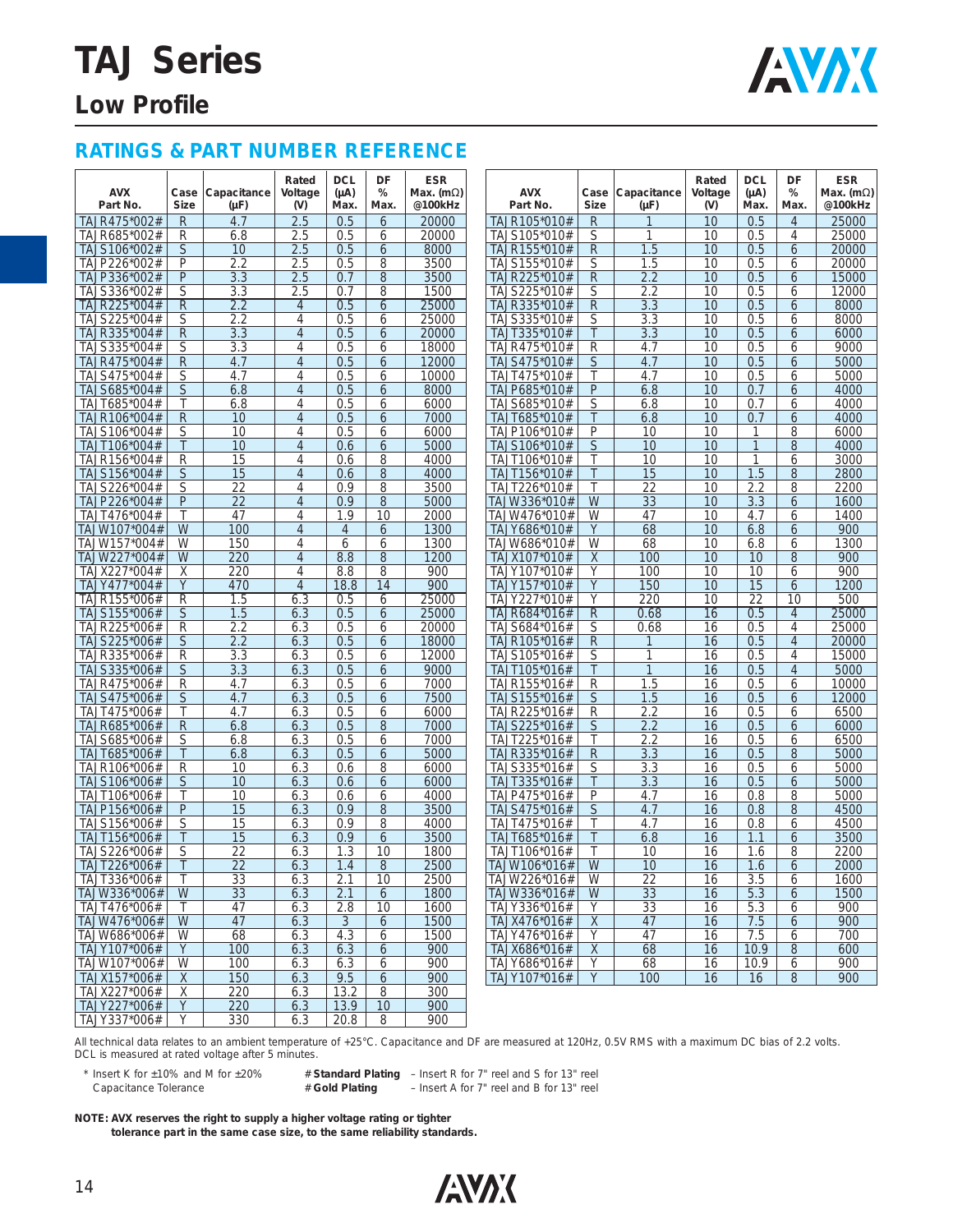# TAJ Series

## Low Profile

## RATINGS & PART NUMBER REFERENCE

| AVX Part No. | Case Size | Capacitance (μF) | Rated Voltage (V) | DCL (μA) Max. | DF % Max. | ESR Max. (mΩ) @100kHz |
|---|---|---|---|---|---|---|
| TAJR475*002# | R | 4.7 | 2.5 | 0.5 | 6 | 20000 |
| TAJR685*002# | R | 6.8 | 2.5 | 0.5 | 6 | 20000 |
| TAJS106*002# | S | 10 | 2.5 | 0.5 | 6 | 8000 |
| TAJP226*002# | P | 2.2 | 2.5 | 0.5 | 8 | 3500 |
| TAJP336*002# | P | 3.3 | 2.5 | 0.7 | 8 | 3500 |
| TAJS336*002# | S | 3.3 | 2.5 | 0.7 | 8 | 1500 |
| TAJR225*004# | R | 2.2 | 4 | 0.5 | 6 | 25000 |
| TAJS225*004# | S | 2.2 | 4 | 0.5 | 6 | 25000 |
| TAJR335*004# | R | 3.3 | 4 | 0.5 | 6 | 20000 |
| TAJS335*004# | S | 3.3 | 4 | 0.5 | 6 | 18000 |
| TAJR475*004# | R | 4.7 | 4 | 0.5 | 6 | 12000 |
| TAJS475*004# | S | 4.7 | 4 | 0.5 | 6 | 10000 |
| TAJS685*004# | S | 6.8 | 4 | 0.5 | 6 | 8000 |
| TAJT685*004# | T | 6.8 | 4 | 0.5 | 6 | 6000 |
| TAJR106*004# | R | 10 | 4 | 0.5 | 6 | 7000 |
| TAJS106*004# | S | 10 | 4 | 0.5 | 6 | 6000 |
| TAJT106*004# | T | 10 | 4 | 0.6 | 6 | 5000 |
| TAJR156*004# | R | 15 | 4 | 0.6 | 8 | 4000 |
| TAJS156*004# | S | 15 | 4 | 0.6 | 8 | 4000 |
| TAJS226*004# | S | 22 | 4 | 0.9 | 8 | 3500 |
| TAJP226*004# | P | 22 | 4 | 0.9 | 8 | 5000 |
| TAJT476*004# | T | 47 | 4 | 1.9 | 10 | 2000 |
| TAJW107*004# | W | 100 | 4 | 4 | 6 | 1300 |
| TAJW157*004# | W | 150 | 4 | 6 | 6 | 1300 |
| TAJW227*004# | W | 220 | 4 | 8.8 | 8 | 1200 |
| TAJX227*004# | X | 220 | 4 | 8.8 | 8 | 900 |
| TAJY477*004# | Y | 470 | 4 | 18.8 | 14 | 900 |
| TAJR155*006# | R | 1.5 | 6.3 | 0.5 | 6 | 25000 |
| TAJS155*006# | S | 1.5 | 6.3 | 0.5 | 6 | 25000 |
| TAJR225*006# | R | 2.2 | 6.3 | 0.5 | 6 | 20000 |
| TAJS225*006# | S | 2.2 | 6.3 | 0.5 | 6 | 18000 |
| TAJR335*006# | R | 3.3 | 6.3 | 0.5 | 6 | 12000 |
| TAJS335*006# | S | 3.3 | 6.3 | 0.5 | 6 | 9000 |
| TAJR475*006# | R | 4.7 | 6.3 | 0.5 | 6 | 7000 |
| TAJS475*006# | S | 4.7 | 6.3 | 0.5 | 6 | 7500 |
| TAJT475*006# | T | 4.7 | 6.3 | 0.5 | 6 | 6000 |
| TAJR685*006# | R | 6.8 | 6.3 | 0.5 | 8 | 7000 |
| TAJS685*006# | S | 6.8 | 6.3 | 0.5 | 6 | 7000 |
| TAJT685*006# | T | 6.8 | 6.3 | 0.5 | 6 | 5000 |
| TAJR106*006# | R | 10 | 6.3 | 0.6 | 8 | 6000 |
| TAJS106*006# | S | 10 | 6.3 | 0.6 | 6 | 6000 |
| TAJT106*006# | T | 10 | 6.3 | 0.6 | 6 | 4000 |
| TAJP156*006# | P | 15 | 6.3 | 0.9 | 8 | 3500 |
| TAJS156*006# | S | 15 | 6.3 | 0.9 | 8 | 4000 |
| TAJT156*006# | T | 15 | 6.3 | 0.9 | 6 | 3500 |
| TAJS226*006# | S | 22 | 6.3 | 1.3 | 10 | 1800 |
| TAJT226*006# | T | 22 | 6.3 | 1.4 | 8 | 2500 |
| TAJT336*006# | T | 33 | 6.3 | 2.1 | 10 | 2500 |
| TAJW336*006# | W | 33 | 6.3 | 2.1 | 6 | 1800 |
| TAJT476*006# | T | 47 | 6.3 | 2.8 | 10 | 1600 |
| TAJW476*006# | W | 47 | 6.3 | 3 | 6 | 1500 |
| TAJW686*006# | W | 68 | 6.3 | 4.3 | 6 | 1500 |
| TAJY107*006# | Y | 100 | 6.3 | 6.3 | 6 | 900 |
| TAJW107*006# | W | 100 | 6.3 | 6.3 | 6 | 900 |
| TAJX157*006# | X | 150 | 6.3 | 9.5 | 6 | 900 |
| TAJX227*006# | X | 220 | 6.3 | 13.2 | 8 | 300 |
| TAJY227*006# | Y | 220 | 6.3 | 13.9 | 10 | 900 |
| TAJY337*006# | Y | 330 | 6.3 | 20.8 | 8 | 900 |
| TAJR105*010# | R | 1 | 10 | 0.5 | 4 | 25000 |
| TAJS105*010# | S | 1 | 10 | 0.5 | 4 | 25000 |
| TAJR155*010# | R | 1.5 | 10 | 0.5 | 6 | 20000 |
| TAJS155*010# | S | 1.5 | 10 | 0.5 | 6 | 20000 |
| TAJR225*010# | R | 2.2 | 10 | 0.5 | 6 | 15000 |
| TAJS225*010# | S | 2.2 | 10 | 0.5 | 6 | 12000 |
| TAJR335*010# | R | 3.3 | 10 | 0.5 | 6 | 8000 |
| TAJS335*010# | S | 3.3 | 10 | 0.5 | 6 | 8000 |
| TAJT335*010# | T | 3.3 | 10 | 0.5 | 6 | 6000 |
| TAJR475*010# | R | 4.7 | 10 | 0.5 | 6 | 9000 |
| TAJS475*010# | S | 4.7 | 10 | 0.5 | 6 | 5000 |
| TAJT475*010# | T | 4.7 | 10 | 0.5 | 6 | 5000 |
| TAJP685*010# | P | 6.8 | 10 | 0.7 | 6 | 4000 |
| TAJS685*010# | S | 6.8 | 10 | 0.7 | 6 | 4000 |
| TAJT685*010# | T | 6.8 | 10 | 0.7 | 6 | 4000 |
| TAJP106*010# | P | 10 | 10 | 1 | 8 | 6000 |
| TAJS106*010# | S | 10 | 10 | 1 | 8 | 4000 |
| TAJT106*010# | T | 10 | 10 | 1 | 6 | 3000 |
| TAJT156*010# | T | 15 | 10 | 1.5 | 8 | 2800 |
| TAJT226*010# | T | 22 | 10 | 2.2 | 8 | 2200 |
| TAJW336*010# | W | 33 | 10 | 3.3 | 6 | 1600 |
| TAJW476*010# | W | 47 | 10 | 4.7 | 6 | 1400 |
| TAJY686*010# | Y | 68 | 10 | 6.8 | 6 | 900 |
| TAJW686*010# | W | 68 | 10 | 6.8 | 6 | 1300 |
| TAJX107*010# | X | 100 | 10 | 10 | 8 | 900 |
| TAJY107*010# | Y | 100 | 10 | 10 | 6 | 900 |
| TAJY157*010# | Y | 150 | 10 | 15 | 6 | 1200 |
| TAJY227*010# | Y | 220 | 10 | 22 | 10 | 500 |
| TAJR684*016# | R | 0.68 | 16 | 0.5 | 4 | 25000 |
| TAJS684*016# | S | 0.68 | 16 | 0.5 | 4 | 25000 |
| TAJR105*016# | R | 1 | 16 | 0.5 | 4 | 20000 |
| TAJS105*016# | S | 1 | 16 | 0.5 | 4 | 15000 |
| TAJT105*016# | T | 1 | 16 | 0.5 | 4 | 5000 |
| TAJR155*016# | R | 1.5 | 16 | 0.5 | 6 | 10000 |
| TAJS155*016# | S | 1.5 | 16 | 0.5 | 6 | 12000 |
| TAJR225*016# | R | 2.2 | 16 | 0.5 | 6 | 6500 |
| TAJS225*016# | S | 2.2 | 16 | 0.5 | 6 | 6000 |
| TAJT225*016# | T | 2.2 | 16 | 0.5 | 6 | 6500 |
| TAJR335*016# | R | 3.3 | 16 | 0.5 | 8 | 5000 |
| TAJS335*016# | S | 3.3 | 16 | 0.5 | 6 | 5000 |
| TAJT335*016# | T | 3.3 | 16 | 0.5 | 6 | 5000 |
| TAJP475*016# | P | 4.7 | 16 | 0.8 | 8 | 5000 |
| TAJS475*016# | S | 4.7 | 16 | 0.8 | 8 | 4500 |
| TAJT475*016# | T | 4.7 | 16 | 0.8 | 6 | 4500 |
| TAJT685*016# | T | 6.8 | 16 | 1.1 | 6 | 3500 |
| TAJT106*016# | T | 10 | 16 | 1.6 | 8 | 2200 |
| TAJW106*016# | W | 10 | 16 | 1.6 | 6 | 2000 |
| TAJW226*016# | W | 22 | 16 | 3.5 | 6 | 1600 |
| TAJW336*016# | W | 33 | 16 | 5.3 | 6 | 1500 |
| TAJY336*016# | Y | 33 | 16 | 5.3 | 6 | 900 |
| TAJX476*016# | X | 47 | 16 | 7.5 | 6 | 900 |
| TAJY476*016# | Y | 47 | 16 | 7.5 | 6 | 700 |
| TAJX686*016# | X | 68 | 16 | 10.9 | 8 | 600 |
| TAJY686*016# | Y | 68 | 16 | 10.9 | 6 | 900 |
| TAJY107*016# | Y | 100 | 16 | 16 | 8 | 900 |

All technical data relates to an ambient temperature of +25°C. Capacitance and DF are measured at 120Hz, 0.5V RMS with a maximum DC bias of 2.2 volts. DCL is measured at rated voltage after 5 minutes.

\* Insert K for ±10% and M for ±20% Capacitance Tolerance

\# **Standard Plating** – Insert R for 7" reel and S for 13" reel
\# **Gold Plating** – Insert A for 7" reel and B for 13" reel

**NOTE: AVX reserves the right to supply a higher voltage rating or tighter tolerance part in the same case size, to the same reliability standards.**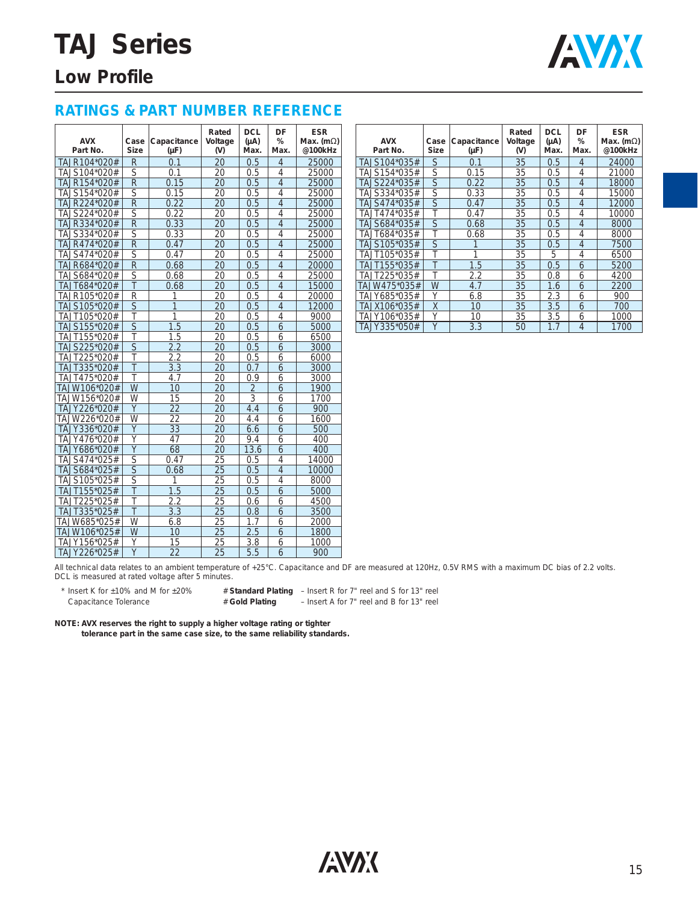# TAJ Series

## Low Profile

## RATINGS & PART NUMBER REFERENCE

| AVX Part No. | Case Size | Capacitance (µF) | Rated Voltage (V) | DCL (µA) Max. | DF % Max. | ESR Max. (mΩ) @100kHz |
|---|---|---|---|---|---|---|
| TAJR104*020# | R | 0.1 | 20 | 0.5 | 4 | 25000 |
| TAJS104*020# | S | 0.1 | 20 | 0.5 | 4 | 25000 |
| TAJR154*020# | R | 0.15 | 20 | 0.5 | 4 | 25000 |
| TAJS154*020# | S | 0.15 | 20 | 0.5 | 4 | 25000 |
| TAJR224*020# | R | 0.22 | 20 | 0.5 | 4 | 25000 |
| TAJS224*020# | S | 0.22 | 20 | 0.5 | 4 | 25000 |
| TAJR334*020# | R | 0.33 | 20 | 0.5 | 4 | 25000 |
| TAJS334*020# | S | 0.33 | 20 | 0.5 | 4 | 25000 |
| TAJR474*020# | R | 0.47 | 20 | 0.5 | 4 | 25000 |
| TAJS474*020# | S | 0.47 | 20 | 0.5 | 4 | 25000 |
| TAJR684*020# | R | 0.68 | 20 | 0.5 | 4 | 20000 |
| TAJS684*020# | S | 0.68 | 20 | 0.5 | 4 | 25000 |
| TAJT684*020# | T | 0.68 | 20 | 0.5 | 4 | 15000 |
| TAJR105*020# | R | 1 | 20 | 0.5 | 4 | 20000 |
| TAJS105*020# | S | 1 | 20 | 0.5 | 4 | 12000 |
| TAJT105*020# | T | 1 | 20 | 0.5 | 4 | 9000 |
| TAJS155*020# | S | 1.5 | 20 | 0.5 | 6 | 5000 |
| TAJT155*020# | T | 1.5 | 20 | 0.5 | 6 | 6500 |
| TAJS225*020# | S | 2.2 | 20 | 0.5 | 6 | 3000 |
| TAJT225*020# | T | 2.2 | 20 | 0.5 | 6 | 6000 |
| TAJT335*020# | T | 3.3 | 20 | 0.7 | 6 | 3000 |
| TAJT475*020# | T | 4.7 | 20 | 0.9 | 6 | 3000 |
| TAJW106*020# | W | 10 | 20 | 2 | 6 | 1900 |
| TAJW156*020# | W | 15 | 20 | 3 | 6 | 1700 |
| TAJY226*020# | Y | 22 | 20 | 4.4 | 6 | 900 |
| TAJW226*020# | W | 22 | 20 | 4.4 | 6 | 1600 |
| TAJY336*020# | Y | 33 | 20 | 6.6 | 6 | 500 |
| TAJY476*020# | Y | 47 | 20 | 9.4 | 6 | 400 |
| TAJY686*020# | Y | 68 | 20 | 13.6 | 6 | 400 |
| TAJS474*025# | S | 0.47 | 25 | 0.5 | 4 | 14000 |
| TAJS684*025# | S | 0.68 | 25 | 0.5 | 4 | 10000 |
| TAJS105*025# | S | 1 | 25 | 0.5 | 4 | 8000 |
| TAJT155*025# | T | 1.5 | 25 | 0.5 | 6 | 5000 |
| TAJT225*025# | T | 2.2 | 25 | 0.6 | 6 | 4500 |
| TAJT335*025# | T | 3.3 | 25 | 0.8 | 6 | 3500 |
| TAJW685*025# | W | 6.8 | 25 | 1.7 | 6 | 2000 |
| TAJW106*025# | W | 10 | 25 | 2.5 | 6 | 1800 |
| TAJY156*025# | Y | 15 | 25 | 3.8 | 6 | 1000 |
| TAJY226*025# | Y | 22 | 25 | 5.5 | 6 | 900 |
| TAJS104*035# | S | 0.1 | 35 | 0.5 | 4 | 24000 |
| TAJS154*035# | S | 0.15 | 35 | 0.5 | 4 | 21000 |
| TAJS224*035# | S | 0.22 | 35 | 0.5 | 4 | 18000 |
| TAJS334*035# | S | 0.33 | 35 | 0.5 | 4 | 15000 |
| TAJS474*035# | S | 0.47 | 35 | 0.5 | 4 | 12000 |
| TAJT474*035# | T | 0.47 | 35 | 0.5 | 4 | 10000 |
| TAJS684*035# | S | 0.68 | 35 | 0.5 | 4 | 8000 |
| TAJT684*035# | T | 0.68 | 35 | 0.5 | 4 | 8000 |
| TAJS105*035# | S | 1 | 35 | 0.5 | 4 | 7500 |
| TAJT105*035# | T | 1 | 35 | 5 | 4 | 6500 |
| TAJT155*035# | T | 1.5 | 35 | 0.5 | 6 | 5200 |
| TAJT225*035# | T | 2.2 | 35 | 0.8 | 6 | 4200 |
| TAJW475*035# | W | 4.7 | 35 | 1.6 | 6 | 2200 |
| TAJY685*035# | Y | 6.8 | 35 | 2.3 | 6 | 900 |
| TAJX106*035# | X | 10 | 35 | 3.5 | 6 | 700 |
| TAJY106*035# | Y | 10 | 35 | 3.5 | 6 | 1000 |
| TAJY335*050# | Y | 3.3 | 50 | 1.7 | 4 | 1700 |

All technical data relates to an ambient temperature of +25°C. Capacitance and DF are measured at 120Hz, 0.5V RMS with a maximum DC bias of 2.2 volts. DCL is measured at rated voltage after 5 minutes.

\* Insert K for ±10% and M for ±20% Capacitance Tolerance

\# **Standard Plating** – Insert R for 7" reel and S for 13" reel

\# **Gold Plating** – Insert A for 7" reel and B for 13" reel

**NOTE: AVX reserves the right to supply a higher voltage rating or tighter tolerance part in the same case size, to the same reliability standards.**